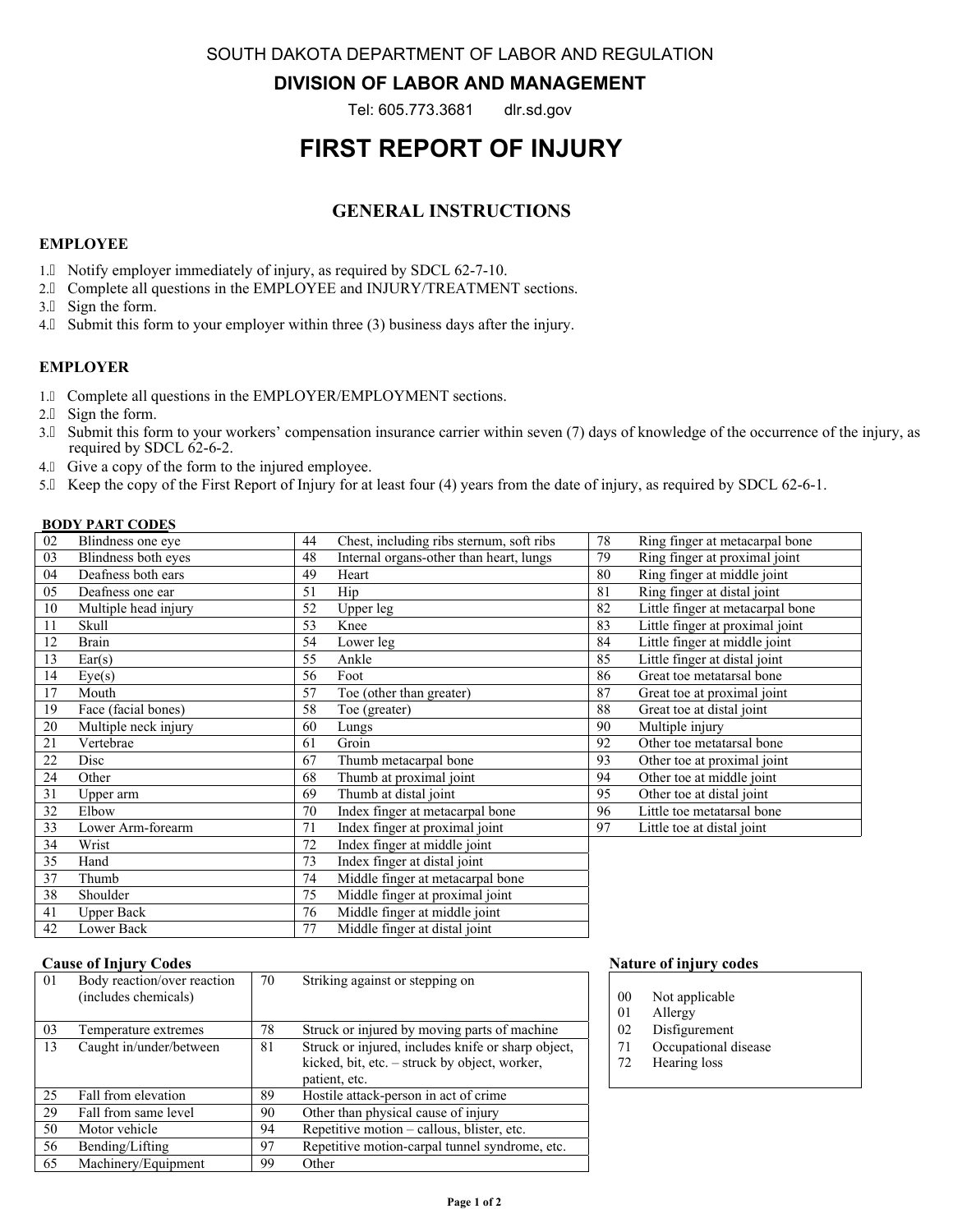SOUTH DAKOTA DEPARTMENT OF LABOR AND REGULATION

**DIVISION OF LABOR AND MANAGEMENT**

Tel: 605.773.3681 dlr.sd.gov

# FIRST REPORT OF INJURY

## GENERAL INSTRUCTIONS

### EMPLOYEE

1. Notify employer immediately of injury, as required by SDCL 62-7-10.
2. Complete all questions in the EMPLOYEE and INJURY/TREATMENT sections.
3. Sign the form.
4. Submit this form to your employer within three (3) business days after the injury.

### EMPLOYER

1. Complete all questions in the EMPLOYER/EMPLOYMENT sections.
2. Sign the form.
3. Submit this form to your workers' compensation insurance carrier within seven (7) days of knowledge of the occurrence of the injury, as required by SDCL 62-6-2.
4. Give a copy of the form to the injured employee.
5. Keep the copy of the First Report of Injury for at least four (4) years from the date of injury, as required by SDCL 62-6-1.

**BODY PART CODES**

| Code | Body Part | Code | Body Part | Code | Body Part |
|---|---|---|---|---|---|
| 02 | Blindness one eye | 44 | Chest, including ribs sternum, soft ribs | 78 | Ring finger at metacarpal bone |
| 03 | Blindness both eyes | 48 | Internal organs-other than heart, lungs | 79 | Ring finger at proximal joint |
| 04 | Deafness both ears | 49 | Heart | 80 | Ring finger at middle joint |
| 05 | Deafness one ear | 51 | Hip | 81 | Ring finger at distal joint |
| 10 | Multiple head injury | 52 | Upper leg | 82 | Little finger at metacarpal bone |
| 11 | Skull | 53 | Knee | 83 | Little finger at proximal joint |
| 12 | Brain | 54 | Lower leg | 84 | Little finger at middle joint |
| 13 | Ear(s) | 55 | Ankle | 85 | Little finger at distal joint |
| 14 | Eye(s) | 56 | Foot | 86 | Great toe metatarsal bone |
| 17 | Mouth | 57 | Toe (other than greater) | 87 | Great toe at proximal joint |
| 19 | Face (facial bones) | 58 | Toe (greater) | 88 | Great toe at distal joint |
| 20 | Multiple neck injury | 60 | Lungs | 90 | Multiple injury |
| 21 | Vertebrae | 61 | Groin | 92 | Other toe metatarsal bone |
| 22 | Disc | 67 | Thumb metacarpal bone | 93 | Other toe at proximal joint |
| 24 | Other | 68 | Thumb at proximal joint | 94 | Other toe at middle joint |
| 31 | Upper arm | 69 | Thumb at distal joint | 95 | Other toe at distal joint |
| 32 | Elbow | 70 | Index finger at metacarpal bone | 96 | Little toe metatarsal bone |
| 33 | Lower Arm-forearm | 71 | Index finger at proximal joint | 97 | Little toe at distal joint |
| 34 | Wrist | 72 | Index finger at middle joint | | |
| 35 | Hand | 73 | Index finger at distal joint | | |
| 37 | Thumb | 74 | Middle finger at metacarpal bone | | |
| 38 | Shoulder | 75 | Middle finger at proximal joint | | |
| 41 | Upper Back | 76 | Middle finger at middle joint | | |
| 42 | Lower Back | 77 | Middle finger at distal joint | | |

**Cause of Injury Codes**

| Code | Cause | Code | Cause |
|---|---|---|---|
| 01 | Body reaction/over reaction (includes chemicals) | 70 | Striking against or stepping on |
| 03 | Temperature extremes | 78 | Struck or injured by moving parts of machine |
| 13 | Caught in/under/between | 81 | Struck or injured, includes knife or sharp object, kicked, bit, etc. – struck by object, worker, patient, etc. |
| 25 | Fall from elevation | 89 | Hostile attack-person in act of crime |
| 29 | Fall from same level | 90 | Other than physical cause of injury |
| 50 | Motor vehicle | 94 | Repetitive motion – callous, blister, etc. |
| 56 | Bending/Lifting | 97 | Repetitive motion-carpal tunnel syndrome, etc. |
| 65 | Machinery/Equipment | 99 | Other |

**Nature of injury codes**

| Code | Nature |
|---|---|
| 00 | Not applicable |
| 01 | Allergy |
| 02 | Disfigurement |
| 71 | Occupational disease |
| 72 | Hearing loss |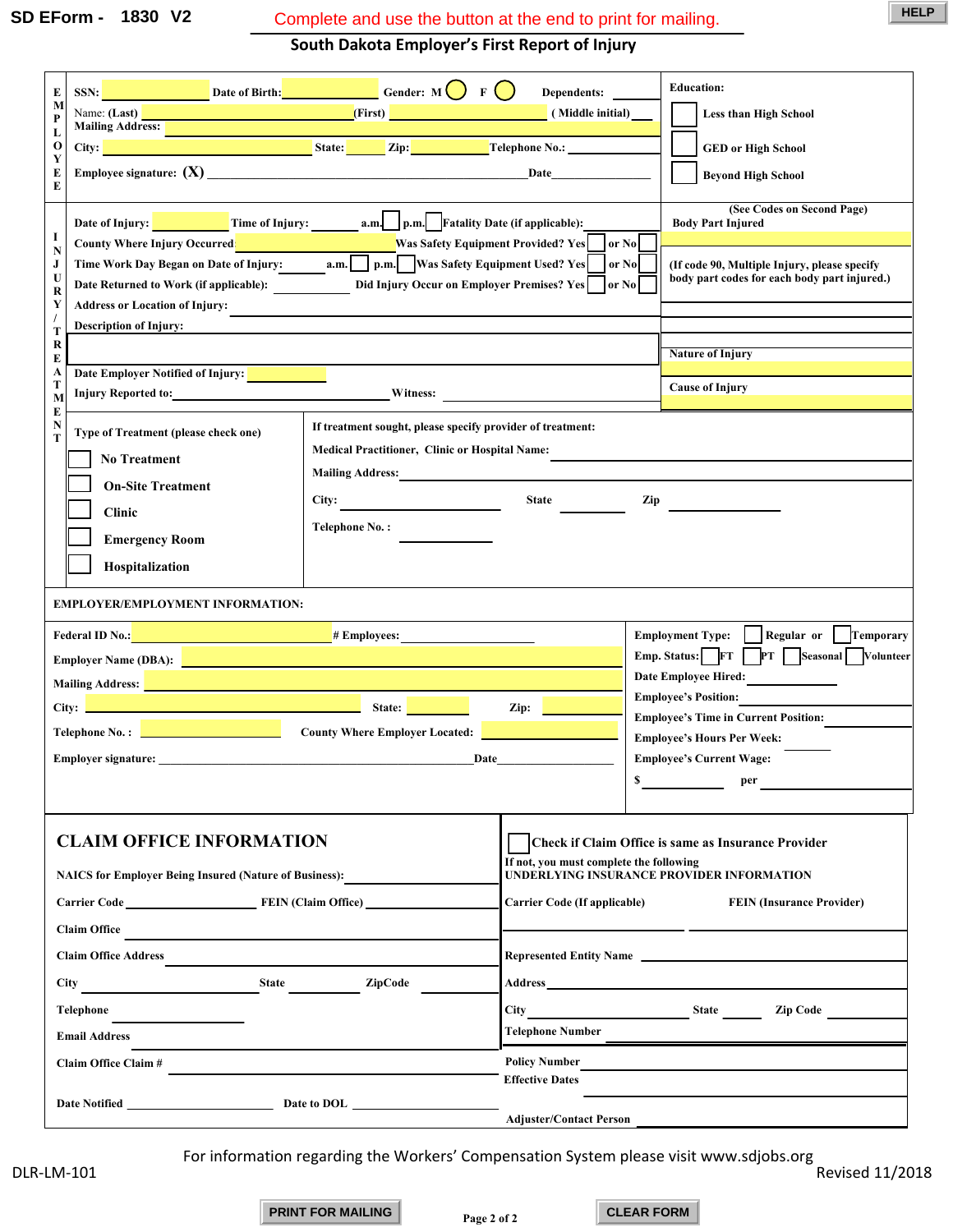SD EForm - 1830 V2

Complete and use the button at the end to print for mailing.

HELP

# South Dakota Employer's First Report of Injury

## EMPLOYEE

SSN: ________ Date of Birth: ________ Gender: M ◯ F ◯ Dependents: ________

Name: (Last) ________ (First) ________ ( Middle initial) ____

Mailing Address: ________

City: ________ State: ____ Zip: ____ Telephone No.: ________

Employee signature: (X) ________________ Date________

Education:

- ☐ Less than High School
- ☐ GED or High School
- ☐ Beyond High School

## INJURY / TREATMENT

Date of Injury: ________ Time of Injury: ________ a.m. ☐ p.m. ☐ Fatality Date (if applicable): ________

County Where Injury Occurred: ________ Was Safety Equipment Provided? Yes ☐ or No ☐

Time Work Day Began on Date of Injury: ________ a.m. ☐ p.m. ☐ Was Safety Equipment Used? Yes ☐ or No ☐

Date Returned to Work (if applicable): ________ Did Injury Occur on Employer Premises? Yes ☐ or No ☐

Address or Location of Injury: ________

Description of Injury: ________

Date Employer Notified of Injury: ________

Injury Reported to: ________ Witness: ________

(See Codes on Second Page)

Body Part Injured ________

(If code 90, Multiple Injury, please specify body part codes for each body part injured.)

________

Nature of Injury ________

Cause of Injury ________

Type of Treatment (please check one)

- ☐ No Treatment
- ☐ On-Site Treatment
- ☐ Clinic
- ☐ Emergency Room
- ☐ Hospitalization

If treatment sought, please specify provider of treatment:

Medical Practitioner, Clinic or Hospital Name: ________

Mailing Address: ________

City: ________ State ________ Zip ________

Telephone No. : ________

## EMPLOYER/EMPLOYMENT INFORMATION:

Federal ID No.: ________ # Employees: ________

Employer Name (DBA): ________

Mailing Address: ________

City: ________ State: ________ Zip: ________

Telephone No. : ________ County Where Employer Located: ________

Employer signature: ________________ Date________

Employment Type: ☐ Regular or ☐ Temporary

Emp. Status: ☐ FT ☐ PT ☐ Seasonal ☐ Volunteer

Date Employee Hired: ________

Employee's Position: ________

Employee's Time in Current Position: ________

Employee's Hours Per Week: ________

Employee's Current Wage:

$ ________ per ________

## CLAIM OFFICE INFORMATION

NAICS for Employer Being Insured (Nature of Business): ________

Carrier Code ________ FEIN (Claim Office) ________

Claim Office ________

Claim Office Address ________

City ________ State ________ ZipCode ________

Telephone ________

Email Address ________

Claim Office Claim # ________

Date Notified ________ Date to DOL ________

☐ Check if Claim Office is same as Insurance Provider

If not, you must complete the following

UNDERLYING INSURANCE PROVIDER INFORMATION

Carrier Code (If applicable) ________ FEIN (Insurance Provider) ________

Represented Entity Name ________

Address ________

City ________ State ________ Zip Code ________

Telephone Number ________

Policy Number ________

Effective Dates ________

Adjuster/Contact Person ________

For information regarding the Workers' Compensation System please visit www.sdjobs.org

DLR-LM-101 Revised 11/2018

PRINT FOR MAILING CLEAR FORM